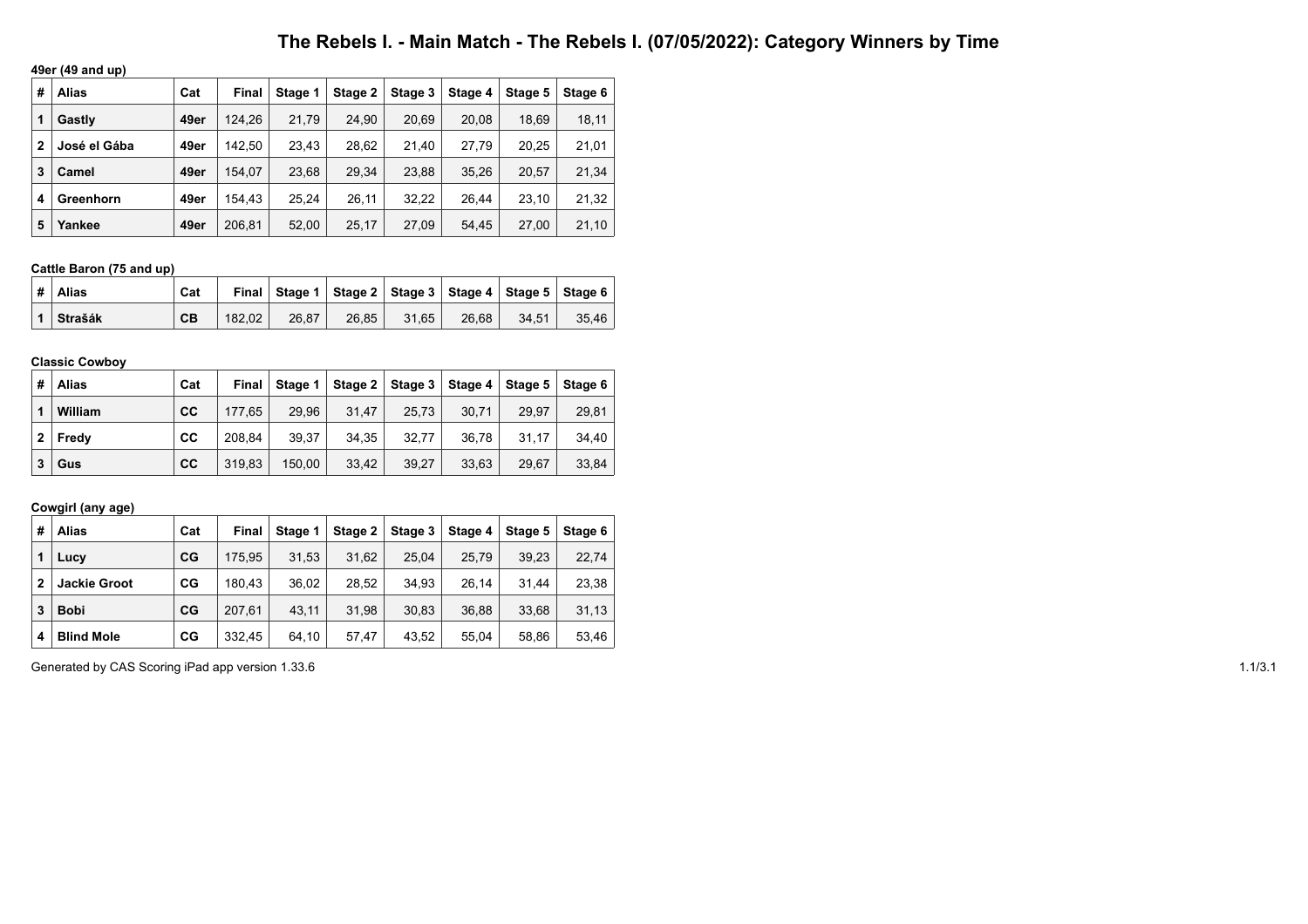# The Rebels I. - Main Match - The Rebels I. (07/05/2022): Category Winners by Time

**49er (49 and up)**

| # | Alias | Cat | Final | Stage 1 | Stage 2 | Stage 3 | Stage 4 | Stage 5 | Stage 6 |
|---|---|---|---|---|---|---|---|---|---|
| 1 | **Gastly** | **49er** | 124,26 | 21,79 | 24,90 | 20,69 | 20,08 | 18,69 | 18,11 |
| 2 | **José el Gába** | **49er** | 142,50 | 23,43 | 28,62 | 21,40 | 27,79 | 20,25 | 21,01 |
| 3 | **Camel** | **49er** | 154,07 | 23,68 | 29,34 | 23,88 | 35,26 | 20,57 | 21,34 |
| 4 | **Greenhorn** | **49er** | 154,43 | 25,24 | 26,11 | 32,22 | 26,44 | 23,10 | 21,32 |
| 5 | **Yankee** | **49er** | 206,81 | 52,00 | 25,17 | 27,09 | 54,45 | 27,00 | 21,10 |

**Cattle Baron (75 and up)**

| # | Alias | Cat | Final | Stage 1 | Stage 2 | Stage 3 | Stage 4 | Stage 5 | Stage 6 |
|---|---|---|---|---|---|---|---|---|---|
| 1 | **Strašák** | **CB** | 182,02 | 26,87 | 26,85 | 31,65 | 26,68 | 34,51 | 35,46 |

**Classic Cowboy**

| # | Alias | Cat | Final | Stage 1 | Stage 2 | Stage 3 | Stage 4 | Stage 5 | Stage 6 |
|---|---|---|---|---|---|---|---|---|---|
| 1 | **William** | **CC** | 177,65 | 29,96 | 31,47 | 25,73 | 30,71 | 29,97 | 29,81 |
| 2 | **Fredy** | **CC** | 208,84 | 39,37 | 34,35 | 32,77 | 36,78 | 31,17 | 34,40 |
| 3 | **Gus** | **CC** | 319,83 | 150,00 | 33,42 | 39,27 | 33,63 | 29,67 | 33,84 |

**Cowgirl (any age)**

| # | Alias | Cat | Final | Stage 1 | Stage 2 | Stage 3 | Stage 4 | Stage 5 | Stage 6 |
|---|---|---|---|---|---|---|---|---|---|
| 1 | **Lucy** | **CG** | 175,95 | 31,53 | 31,62 | 25,04 | 25,79 | 39,23 | 22,74 |
| 2 | **Jackie Groot** | **CG** | 180,43 | 36,02 | 28,52 | 34,93 | 26,14 | 31,44 | 23,38 |
| 3 | **Bobi** | **CG** | 207,61 | 43,11 | 31,98 | 30,83 | 36,88 | 33,68 | 31,13 |
| 4 | **Blind Mole** | **CG** | 332,45 | 64,10 | 57,47 | 43,52 | 55,04 | 58,86 | 53,46 |

Generated by CAS Scoring iPad app version 1.33.6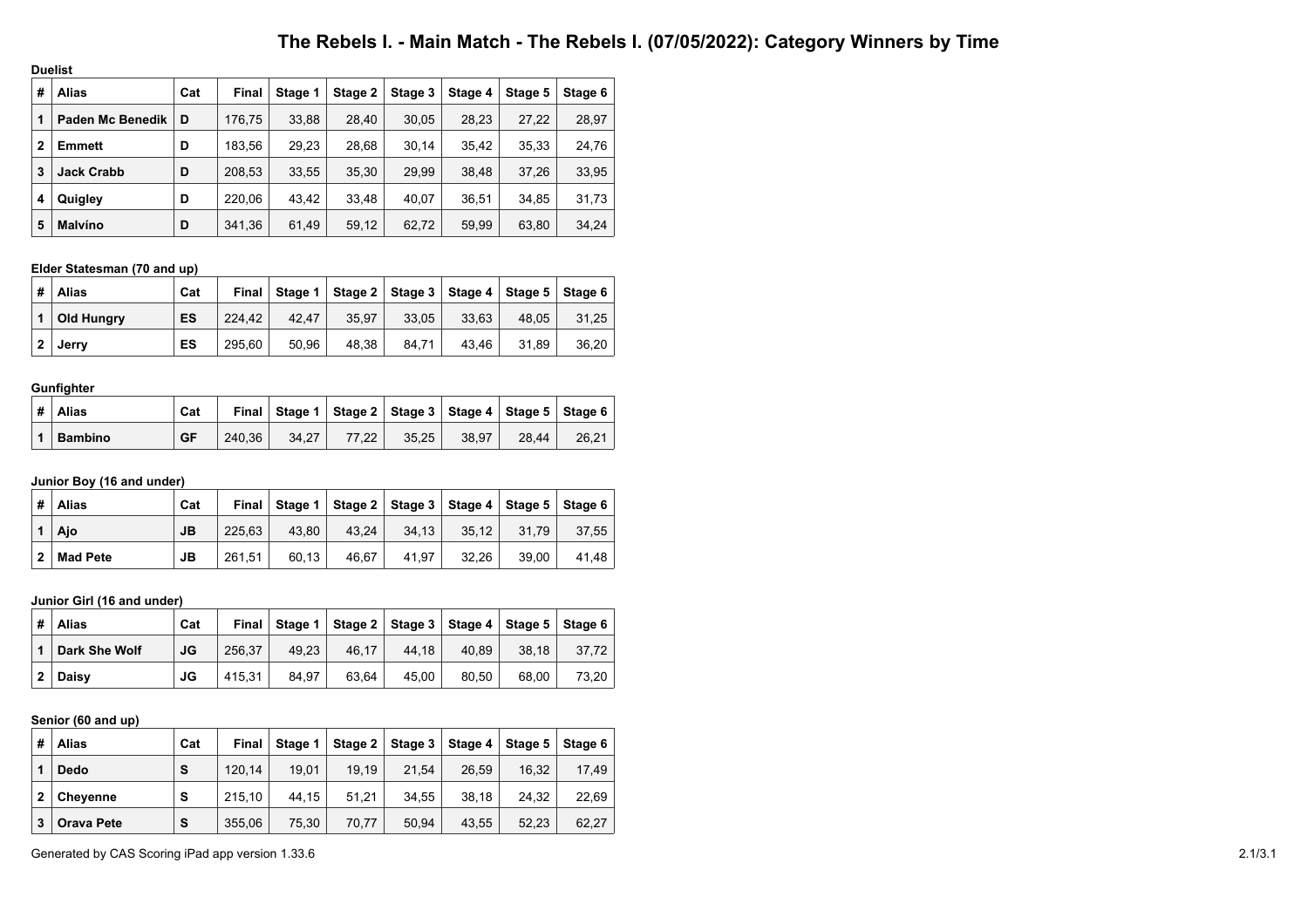# The Rebels I. - Main Match - The Rebels I. (07/05/2022): Category Winners by Time

**Duelist**

| # | Alias | Cat | Final | Stage 1 | Stage 2 | Stage 3 | Stage 4 | Stage 5 | Stage 6 |
|---|---|---|---|---|---|---|---|---|---|
| 1 | Paden Mc Benedik | D | 176,75 | 33,88 | 28,40 | 30,05 | 28,23 | 27,22 | 28,97 |
| 2 | Emmett | D | 183,56 | 29,23 | 28,68 | 30,14 | 35,42 | 35,33 | 24,76 |
| 3 | Jack Crabb | D | 208,53 | 33,55 | 35,30 | 29,99 | 38,48 | 37,26 | 33,95 |
| 4 | Quigley | D | 220,06 | 43,42 | 33,48 | 40,07 | 36,51 | 34,85 | 31,73 |
| 5 | Malvíno | D | 341,36 | 61,49 | 59,12 | 62,72 | 59,99 | 63,80 | 34,24 |

**Elder Statesman (70 and up)**

| # | Alias | Cat | Final | Stage 1 | Stage 2 | Stage 3 | Stage 4 | Stage 5 | Stage 6 |
|---|---|---|---|---|---|---|---|---|---|
| 1 | Old Hungry | ES | 224,42 | 42,47 | 35,97 | 33,05 | 33,63 | 48,05 | 31,25 |
| 2 | Jerry | ES | 295,60 | 50,96 | 48,38 | 84,71 | 43,46 | 31,89 | 36,20 |

**Gunfighter**

| # | Alias | Cat | Final | Stage 1 | Stage 2 | Stage 3 | Stage 4 | Stage 5 | Stage 6 |
|---|---|---|---|---|---|---|---|---|---|
| 1 | Bambino | GF | 240,36 | 34,27 | 77,22 | 35,25 | 38,97 | 28,44 | 26,21 |

**Junior Boy (16 and under)**

| # | Alias | Cat | Final | Stage 1 | Stage 2 | Stage 3 | Stage 4 | Stage 5 | Stage 6 |
|---|---|---|---|---|---|---|---|---|---|
| 1 | Ajo | JB | 225,63 | 43,80 | 43,24 | 34,13 | 35,12 | 31,79 | 37,55 |
| 2 | Mad Pete | JB | 261,51 | 60,13 | 46,67 | 41,97 | 32,26 | 39,00 | 41,48 |

**Junior Girl (16 and under)**

| # | Alias | Cat | Final | Stage 1 | Stage 2 | Stage 3 | Stage 4 | Stage 5 | Stage 6 |
|---|---|---|---|---|---|---|---|---|---|
| 1 | Dark She Wolf | JG | 256,37 | 49,23 | 46,17 | 44,18 | 40,89 | 38,18 | 37,72 |
| 2 | Daisy | JG | 415,31 | 84,97 | 63,64 | 45,00 | 80,50 | 68,00 | 73,20 |

**Senior (60 and up)**

| # | Alias | Cat | Final | Stage 1 | Stage 2 | Stage 3 | Stage 4 | Stage 5 | Stage 6 |
|---|---|---|---|---|---|---|---|---|---|
| 1 | Dedo | S | 120,14 | 19,01 | 19,19 | 21,54 | 26,59 | 16,32 | 17,49 |
| 2 | Cheyenne | S | 215,10 | 44,15 | 51,21 | 34,55 | 38,18 | 24,32 | 22,69 |
| 3 | Orava Pete | S | 355,06 | 75,30 | 70,77 | 50,94 | 43,55 | 52,23 | 62,27 |

Generated by CAS Scoring iPad app version 1.33.6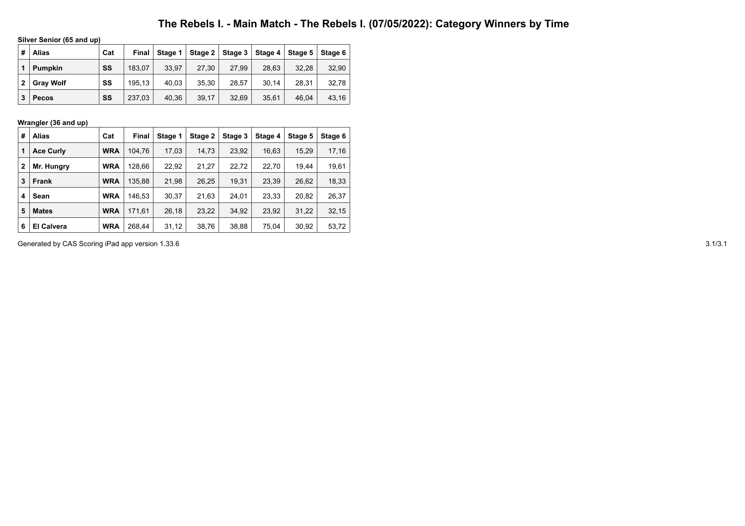# The Rebels I. - Main Match - The Rebels I. (07/05/2022): Category Winners by Time

**Silver Senior (65 and up)**

| # | Alias | Cat | Final | Stage 1 | Stage 2 | Stage 3 | Stage 4 | Stage 5 | Stage 6 |
|---|---|---|---|---|---|---|---|---|---|
| 1 | **Pumpkin** | **SS** | 183,07 | 33,97 | 27,30 | 27,99 | 28,63 | 32,28 | 32,90 |
| 2 | **Gray Wolf** | **SS** | 195,13 | 40,03 | 35,30 | 28,57 | 30,14 | 28,31 | 32,78 |
| 3 | **Pecos** | **SS** | 237,03 | 40,36 | 39,17 | 32,69 | 35,61 | 46,04 | 43,16 |

**Wrangler (36 and up)**

| # | Alias | Cat | Final | Stage 1 | Stage 2 | Stage 3 | Stage 4 | Stage 5 | Stage 6 |
|---|---|---|---|---|---|---|---|---|---|
| 1 | **Ace Curly** | **WRA** | 104,76 | 17,03 | 14,73 | 23,92 | 16,63 | 15,29 | 17,16 |
| 2 | **Mr. Hungry** | **WRA** | 128,66 | 22,92 | 21,27 | 22,72 | 22,70 | 19,44 | 19,61 |
| 3 | **Frank** | **WRA** | 135,88 | 21,98 | 26,25 | 19,31 | 23,39 | 26,62 | 18,33 |
| 4 | **Sean** | **WRA** | 146,53 | 30,37 | 21,63 | 24,01 | 23,33 | 20,82 | 26,37 |
| 5 | **Mates** | **WRA** | 171,61 | 26,18 | 23,22 | 34,92 | 23,92 | 31,22 | 32,15 |
| 6 | **El Calvera** | **WRA** | 268,44 | 31,12 | 38,76 | 38,88 | 75,04 | 30,92 | 53,72 |

Generated by CAS Scoring iPad app version 1.33.6